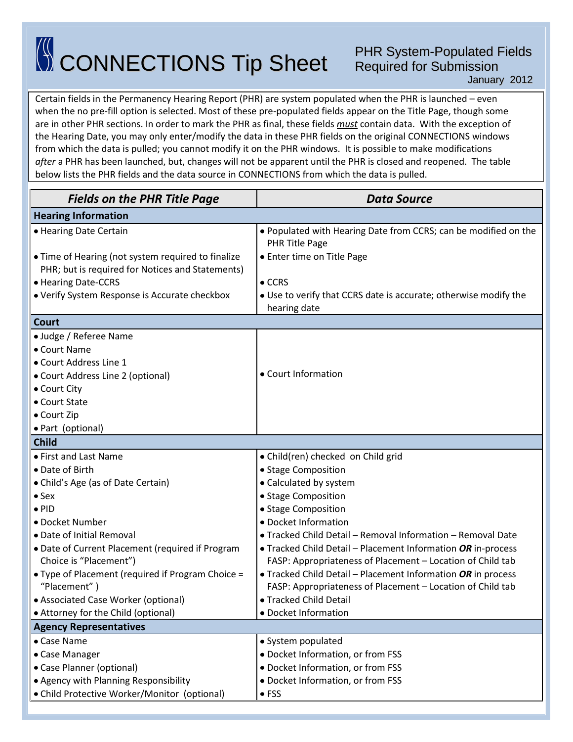# CONNECTIONS Tip Sheet

## PHR System-Populated Fields Required for Submission

January 2012

Certain fields in the Permanency Hearing Report (PHR) are system populated when the PHR is launched – even when the no pre-fill option is selected. Most of these pre-populated fields appear on the Title Page, though some are in other PHR sections. In order to mark the PHR as final, these fields ***must*** contain data. With the exception of the Hearing Date, you may only enter/modify the data in these PHR fields on the original CONNECTIONS windows from which the data is pulled; you cannot modify it on the PHR windows. It is possible to make modifications *after* a PHR has been launched, but, changes will not be apparent until the PHR is closed and reopened. The table below lists the PHR fields and the data source in CONNECTIONS from which the data is pulled.

| ***Fields on the PHR Title Page*** | ***Data Source*** |
|---|---|
| **Hearing Information** | |
| • Hearing Date Certain | • Populated with Hearing Date from CCRS; can be modified on the PHR Title Page |
| • Time of Hearing (not system required to finalize PHR; but is required for Notices and Statements) | • Enter time on Title Page |
| • Hearing Date-CCRS | • CCRS |
| • Verify System Response is Accurate checkbox | • Use to verify that CCRS date is accurate; otherwise modify the hearing date |
| **Court** | |
| • Judge / Referee Name<br>• Court Name<br>• Court Address Line 1<br>• Court Address Line 2 (optional)<br>• Court City<br>• Court State<br>• Court Zip<br>• Part (optional) | • Court Information |
| **Child** | |
| • First and Last Name | • Child(ren) checked on Child grid |
| • Date of Birth | • Stage Composition |
| • Child's Age (as of Date Certain) | • Calculated by system |
| • Sex | • Stage Composition |
| • PID | • Stage Composition |
| • Docket Number | • Docket Information |
| • Date of Initial Removal | • Tracked Child Detail – Removal Information – Removal Date |
| • Date of Current Placement (required if Program Choice is "Placement") | • Tracked Child Detail – Placement Information ***OR*** in-process FASP: Appropriateness of Placement – Location of Child tab |
| • Type of Placement (required if Program Choice = "Placement" ) | • Tracked Child Detail – Placement Information ***OR*** in process FASP: Appropriateness of Placement – Location of Child tab |
| • Associated Case Worker (optional) | • Tracked Child Detail |
| • Attorney for the Child (optional) | • Docket Information |
| **Agency Representatives** | |
| • Case Name | • System populated |
| • Case Manager | • Docket Information, or from FSS |
| • Case Planner (optional) | • Docket Information, or from FSS |
| • Agency with Planning Responsibility | • Docket Information, or from FSS |
| • Child Protective Worker/Monitor (optional) | • FSS |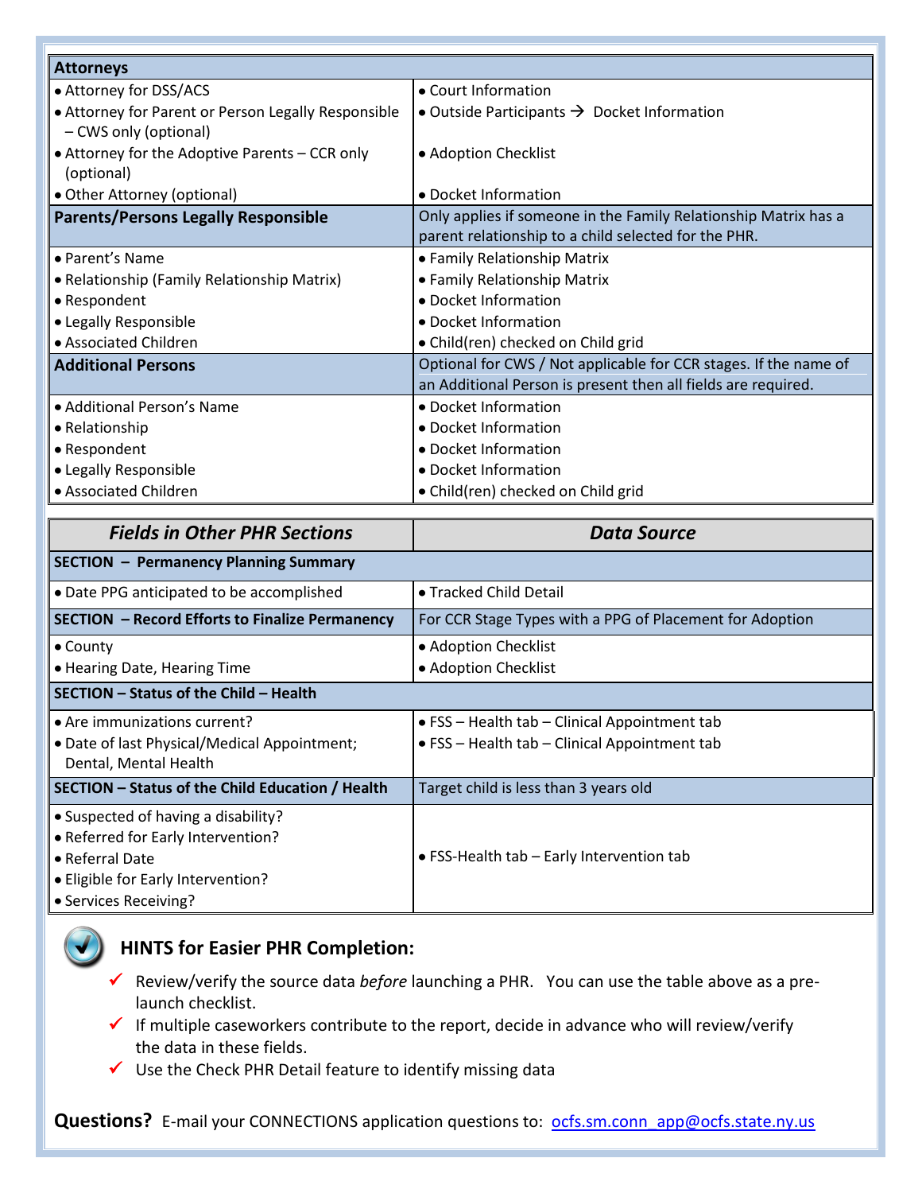| | |
|---|---|
| **Attorneys** | |
| • Attorney for DSS/ACS | • Court Information |
| • Attorney for Parent or Person Legally Responsible – CWS only (optional) | • Outside Participants → Docket Information |
| • Attorney for the Adoptive Parents – CCR only (optional) | • Adoption Checklist |
| • Other Attorney (optional) | • Docket Information |
| **Parents/Persons Legally Responsible** | Only applies if someone in the Family Relationship Matrix has a parent relationship to a child selected for the PHR. |
| • Parent's Name | • Family Relationship Matrix |
| • Relationship (Family Relationship Matrix) | • Family Relationship Matrix |
| • Respondent | • Docket Information |
| • Legally Responsible | • Docket Information |
| • Associated Children | • Child(ren) checked on Child grid |
| **Additional Persons** | Optional for CWS / Not applicable for CCR stages. If the name of an Additional Person is present then all fields are required. |
| • Additional Person's Name | • Docket Information |
| • Relationship | • Docket Information |
| • Respondent | • Docket Information |
| • Legally Responsible | • Docket Information |
| • Associated Children | • Child(ren) checked on Child grid |

| ***Fields in Other PHR Sections*** | ***Data Source*** |
|---|---|
| **SECTION – Permanency Planning Summary** | |
| • Date PPG anticipated to be accomplished | • Tracked Child Detail |
| **SECTION – Record Efforts to Finalize Permanency** | For CCR Stage Types with a PPG of Placement for Adoption |
| • County | • Adoption Checklist |
| • Hearing Date, Hearing Time | • Adoption Checklist |
| **SECTION – Status of the Child – Health** | |
| • Are immunizations current? | • FSS – Health tab – Clinical Appointment tab |
| • Date of last Physical/Medical Appointment; Dental, Mental Health | • FSS – Health tab – Clinical Appointment tab |
| **SECTION – Status of the Child Education / Health** | Target child is less than 3 years old |
| • Suspected of having a disability?<br>• Referred for Early Intervention?<br>• Referral Date<br>• Eligible for Early Intervention?<br>• Services Receiving? | • FSS-Health tab – Early Intervention tab |

## HINTS for Easier PHR Completion:

- ✓ Review/verify the source data *before* launching a PHR. You can use the table above as a pre-launch checklist.
- ✓ If multiple caseworkers contribute to the report, decide in advance who will review/verify the data in these fields.
- ✓ Use the Check PHR Detail feature to identify missing data

**Questions?** E-mail your CONNECTIONS application questions to: ocfs.sm.conn_app@ocfs.state.ny.us